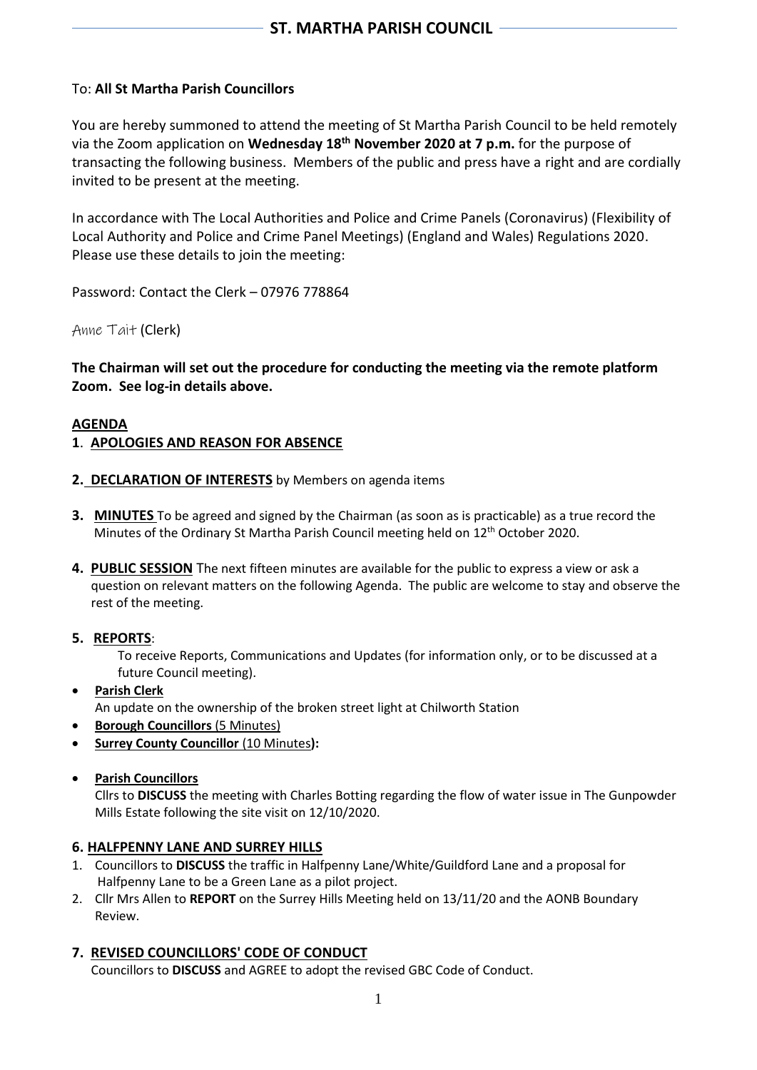## ST. MARTHA PARISH COUNCIL

To: **All St Martha Parish Councillors**

You are hereby summoned to attend the meeting of St Martha Parish Council to be held remotely via the Zoom application on **Wednesday 18th November 2020 at 7 p.m.** for the purpose of transacting the following business. Members of the public and press have a right and are cordially invited to be present at the meeting.

In accordance with The Local Authorities and Police and Crime Panels (Coronavirus) (Flexibility of Local Authority and Police and Crime Panel Meetings) (England and Wales) Regulations 2020. Please use these details to join the meeting:

Password: Contact the Clerk – 07976 778864

Anne Tait (Clerk)

**The Chairman will set out the procedure for conducting the meeting via the remote platform Zoom. See log-in details above.**

**AGENDA**

**1. APOLOGIES AND REASON FOR ABSENCE**

**2. DECLARATION OF INTERESTS** by Members on agenda items

**3. MINUTES** To be agreed and signed by the Chairman (as soon as is practicable) as a true record the Minutes of the Ordinary St Martha Parish Council meeting held on 12th October 2020.

**4. PUBLIC SESSION** The next fifteen minutes are available for the public to express a view or ask a question on relevant matters on the following Agenda. The public are welcome to stay and observe the rest of the meeting.

**5. REPORTS**:

To receive Reports, Communications and Updates (for information only, or to be discussed at a future Council meeting).

- **Parish Clerk**
  An update on the ownership of the broken street light at Chilworth Station
- **Borough Councillors** (5 Minutes)
- **Surrey County Councillor** (10 Minutes)**:**
- **Parish Councillors**
  Cllrs to **DISCUSS** the meeting with Charles Botting regarding the flow of water issue in The Gunpowder Mills Estate following the site visit on 12/10/2020.

**6. HALFPENNY LANE AND SURREY HILLS**

1. Councillors to **DISCUSS** the traffic in Halfpenny Lane/White/Guildford Lane and a proposal for Halfpenny Lane to be a Green Lane as a pilot project.
2. Cllr Mrs Allen to **REPORT** on the Surrey Hills Meeting held on 13/11/20 and the AONB Boundary Review.

**7. REVISED COUNCILLORS' CODE OF CONDUCT**

Councillors to **DISCUSS** and AGREE to adopt the revised GBC Code of Conduct.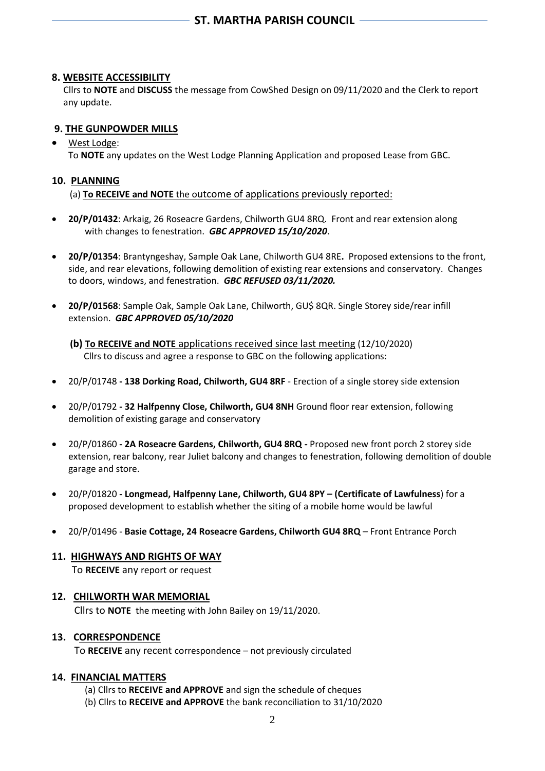## 8. WEBSITE ACCESSIBILITY

Cllrs to **NOTE** and **DISCUSS** the message from CowShed Design on 09/11/2020 and the Clerk to report any update.

## 9. THE GUNPOWDER MILLS

- West Lodge:
  To **NOTE** any updates on the West Lodge Planning Application and proposed Lease from GBC.

## 10. PLANNING

(a) **To RECEIVE and NOTE** the outcome of applications previously reported:

- **20/P/01432**: Arkaig, 26 Roseacre Gardens, Chilworth GU4 8RQ. Front and rear extension along with changes to fenestration. ***GBC APPROVED 15/10/2020***.
- **20/P/01354**: Brantyngeshay, Sample Oak Lane, Chilworth GU4 8RE**.** Proposed extensions to the front, side, and rear elevations, following demolition of existing rear extensions and conservatory. Changes to doors, windows, and fenestration. ***GBC REFUSED 03/11/2020.***
- **20/P/01568**: Sample Oak, Sample Oak Lane, Chilworth, GU$ 8QR. Single Storey side/rear infill extension. ***GBC APPROVED 05/10/2020***

**(b) To RECEIVE and NOTE** applications received since last meeting (12/10/2020)
Cllrs to discuss and agree a response to GBC on the following applications:

- 20/P/01748 **- 138 Dorking Road, Chilworth, GU4 8RF** - Erection of a single storey side extension
- 20/P/01792 **- 32 Halfpenny Close, Chilworth, GU4 8NH** Ground floor rear extension, following demolition of existing garage and conservatory
- 20/P/01860 **- 2A Roseacre Gardens, Chilworth, GU4 8RQ -** Proposed new front porch 2 storey side extension, rear balcony, rear Juliet balcony and changes to fenestration, following demolition of double garage and store.
- 20/P/01820 **- Longmead, Halfpenny Lane, Chilworth, GU4 8PY – (Certificate of Lawfulness**) for a proposed development to establish whether the siting of a mobile home would be lawful
- 20/P/01496 - **Basie Cottage, 24 Roseacre Gardens, Chilworth GU4 8RQ** – Front Entrance Porch

## 11. HIGHWAYS AND RIGHTS OF WAY

To **RECEIVE** any report or request

## 12. CHILWORTH WAR MEMORIAL

Cllrs to **NOTE** the meeting with John Bailey on 19/11/2020.

## 13. CORRESPONDENCE

To **RECEIVE** any recent correspondence – not previously circulated

## 14. FINANCIAL MATTERS

(a) Cllrs to **RECEIVE and APPROVE** and sign the schedule of cheques
(b) Cllrs to **RECEIVE and APPROVE** the bank reconciliation to 31/10/2020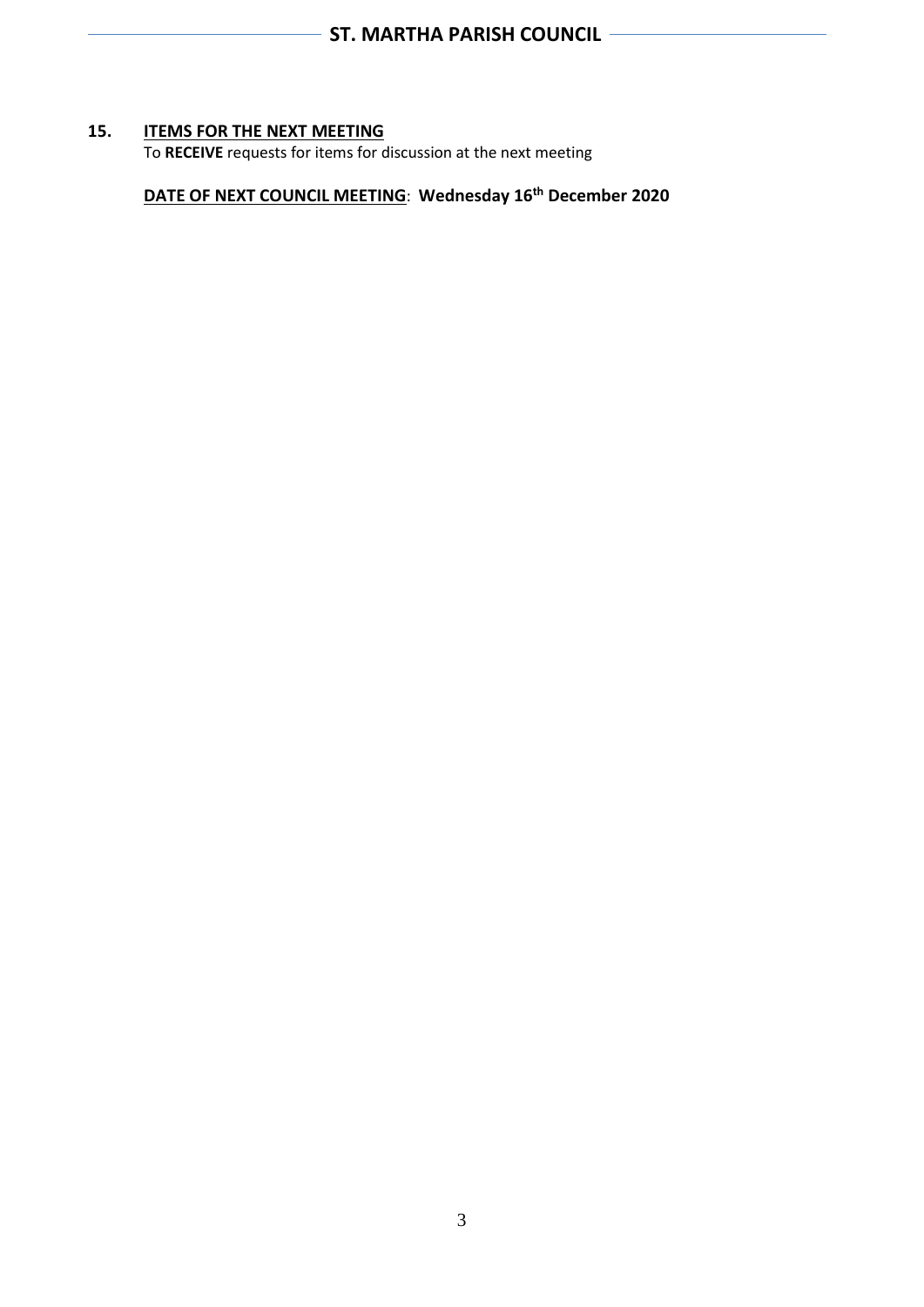## 15. ITEMS FOR THE NEXT MEETING

To **RECEIVE** requests for items for discussion at the next meeting

**DATE OF NEXT COUNCIL MEETING**: **Wednesday 16th December 2020**